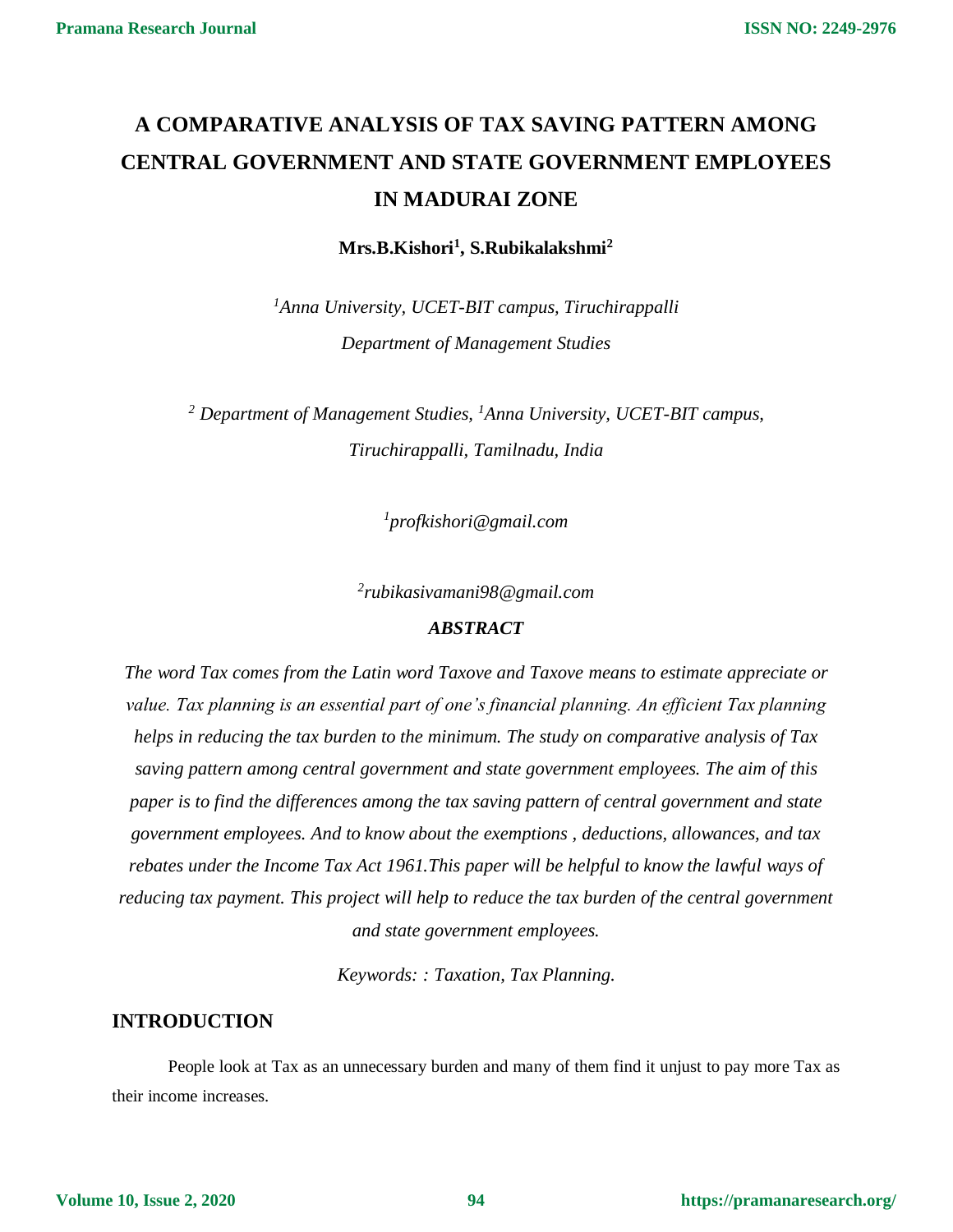# A COMPARATIVE ANALYSIS OF TAX SAVING PATTERN AMONG CENTRAL GOVERNMENT AND STATE GOVERNMENT EMPLOYEES IN MADURAI ZONE

**Mrs.B.Kishori[1], S.Rubikalakshmi[2]**

*[1]Anna University, UCET-BIT campus, Tiruchirappalli*

*Department of Management Studies*

*[2] Department of Management Studies, [1]Anna University, UCET-BIT campus, Tiruchirappalli, Tamilnadu, India*

*[1]profkishori@gmail.com*

*[2]rubikasivamani98@gmail.com*

### *ABSTRACT*

*The word Tax comes from the Latin word Taxove and Taxove means to estimate appreciate or value. Tax planning is an essential part of one's financial planning. An efficient Tax planning helps in reducing the tax burden to the minimum. The study on comparative analysis of Tax saving pattern among central government and state government employees. The aim of this paper is to find the differences among the tax saving pattern of central government and state government employees. And to know about the exemptions , deductions, allowances, and tax rebates under the Income Tax Act 1961.This paper will be helpful to know the lawful ways of reducing tax payment. This project will help to reduce the tax burden of the central government and state government employees.*

*Keywords: : Taxation, Tax Planning.*

## INTRODUCTION

People look at Tax as an unnecessary burden and many of them find it unjust to pay more Tax as their income increases.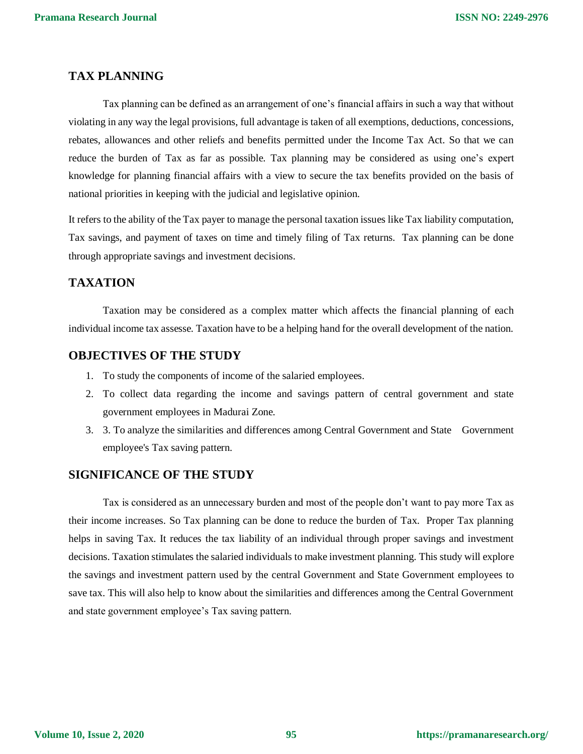## TAX PLANNING

Tax planning can be defined as an arrangement of one's financial affairs in such a way that without violating in any way the legal provisions, full advantage is taken of all exemptions, deductions, concessions, rebates, allowances and other reliefs and benefits permitted under the Income Tax Act. So that we can reduce the burden of Tax as far as possible. Tax planning may be considered as using one's expert knowledge for planning financial affairs with a view to secure the tax benefits provided on the basis of national priorities in keeping with the judicial and legislative opinion.

It refers to the ability of the Tax payer to manage the personal taxation issues like Tax liability computation, Tax savings, and payment of taxes on time and timely filing of Tax returns. Tax planning can be done through appropriate savings and investment decisions.

## TAXATION

Taxation may be considered as a complex matter which affects the financial planning of each individual income tax assesse. Taxation have to be a helping hand for the overall development of the nation.

## OBJECTIVES OF THE STUDY

1. To study the components of income of the salaried employees.
2. To collect data regarding the income and savings pattern of central government and state government employees in Madurai Zone.
3. 3. To analyze the similarities and differences among Central Government and State Government employee's Tax saving pattern.

## SIGNIFICANCE OF THE STUDY

Tax is considered as an unnecessary burden and most of the people don't want to pay more Tax as their income increases. So Tax planning can be done to reduce the burden of Tax. Proper Tax planning helps in saving Tax. It reduces the tax liability of an individual through proper savings and investment decisions. Taxation stimulates the salaried individuals to make investment planning. This study will explore the savings and investment pattern used by the central Government and State Government employees to save tax. This will also help to know about the similarities and differences among the Central Government and state government employee's Tax saving pattern.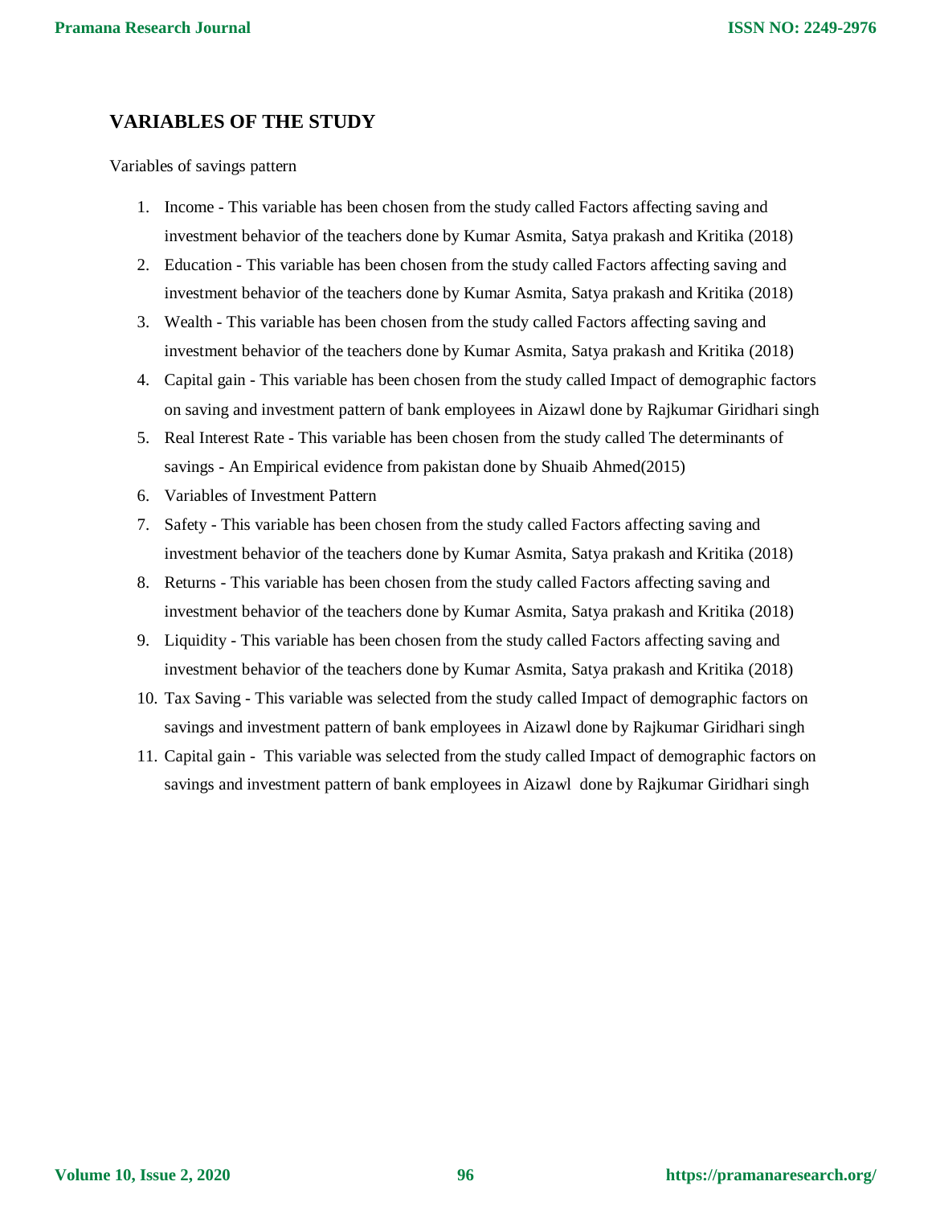## VARIABLES OF THE STUDY

Variables of savings pattern

1. Income - This variable has been chosen from the study called Factors affecting saving and investment behavior of the teachers done by Kumar Asmita, Satya prakash and Kritika (2018)
2. Education - This variable has been chosen from the study called Factors affecting saving and investment behavior of the teachers done by Kumar Asmita, Satya prakash and Kritika (2018)
3. Wealth - This variable has been chosen from the study called Factors affecting saving and investment behavior of the teachers done by Kumar Asmita, Satya prakash and Kritika (2018)
4. Capital gain - This variable has been chosen from the study called Impact of demographic factors on saving and investment pattern of bank employees in Aizawl done by Rajkumar Giridhari singh
5. Real Interest Rate - This variable has been chosen from the study called The determinants of savings - An Empirical evidence from pakistan done by Shuaib Ahmed(2015)
6. Variables of Investment Pattern
7. Safety - This variable has been chosen from the study called Factors affecting saving and investment behavior of the teachers done by Kumar Asmita, Satya prakash and Kritika (2018)
8. Returns - This variable has been chosen from the study called Factors affecting saving and investment behavior of the teachers done by Kumar Asmita, Satya prakash and Kritika (2018)
9. Liquidity - This variable has been chosen from the study called Factors affecting saving and investment behavior of the teachers done by Kumar Asmita, Satya prakash and Kritika (2018)
10. Tax Saving - This variable was selected from the study called Impact of demographic factors on savings and investment pattern of bank employees in Aizawl done by Rajkumar Giridhari singh
11. Capital gain - This variable was selected from the study called Impact of demographic factors on savings and investment pattern of bank employees in Aizawl done by Rajkumar Giridhari singh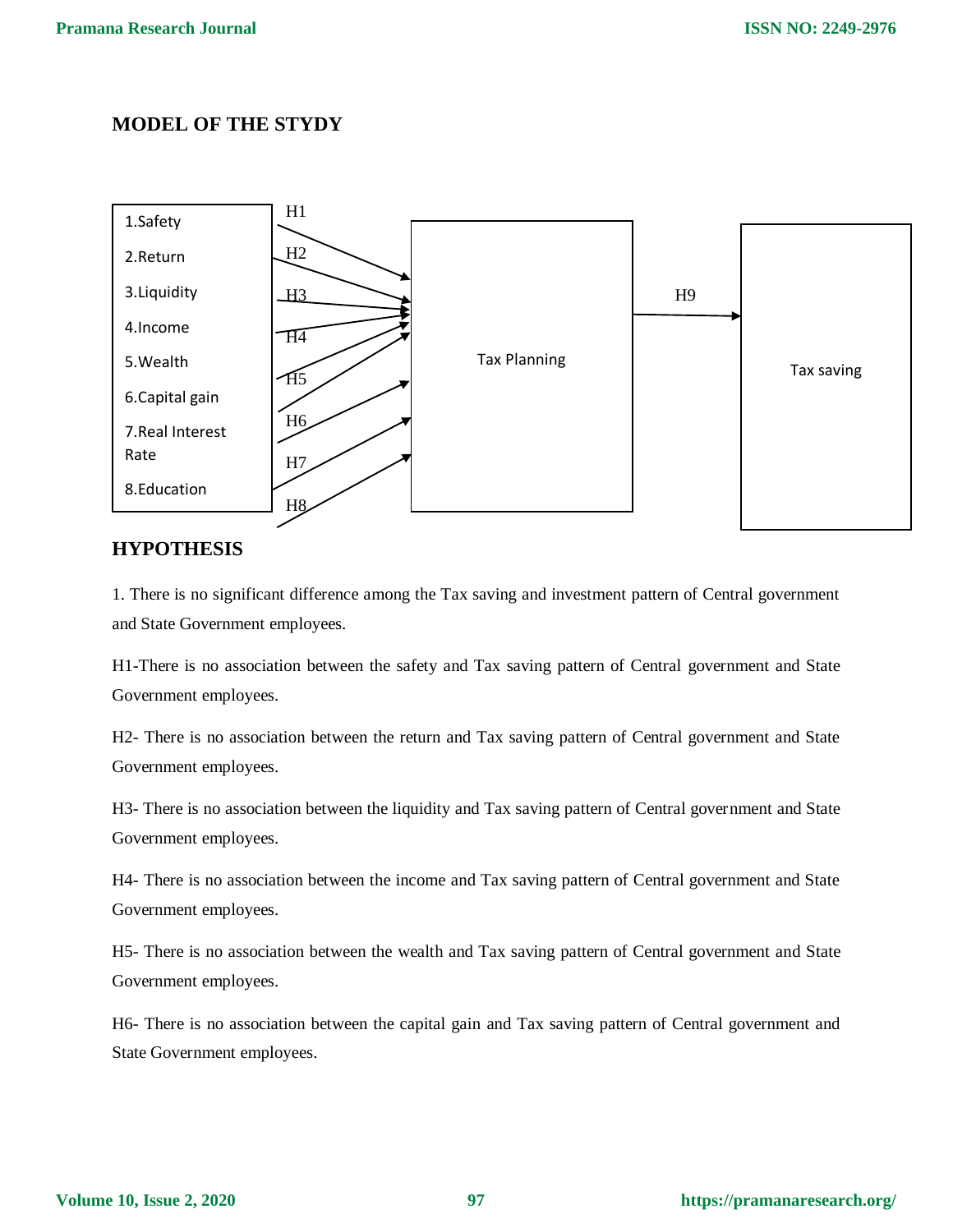## MODEL OF THE STYDY

1.Safety
2.Return
3.Liquidity
4.Income
5.Wealth
6.Capital gain
7.Real Interest Rate
8.Education

H1 H2 H3 H4 H5 H6 H7 H8

Tax Planning

H9

Tax saving

## HYPOTHESIS

1. There is no significant difference among the Tax saving and investment pattern of Central government and State Government employees.

H1-There is no association between the safety and Tax saving pattern of Central government and State Government employees.

H2- There is no association between the return and Tax saving pattern of Central government and State Government employees.

H3- There is no association between the liquidity and Tax saving pattern of Central government and State Government employees.

H4- There is no association between the income and Tax saving pattern of Central government and State Government employees.

H5- There is no association between the wealth and Tax saving pattern of Central government and State Government employees.

H6- There is no association between the capital gain and Tax saving pattern of Central government and State Government employees.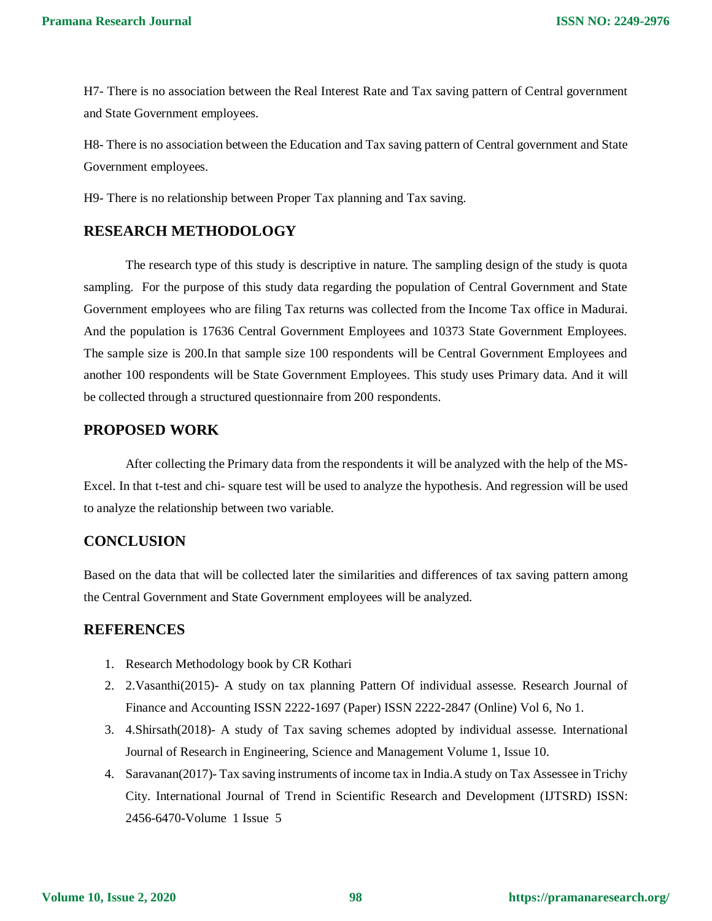H7- There is no association between the Real Interest Rate and Tax saving pattern of Central government and State Government employees.

H8- There is no association between the Education and Tax saving pattern of Central government and State Government employees.

H9- There is no relationship between Proper Tax planning and Tax saving.

## RESEARCH METHODOLOGY

The research type of this study is descriptive in nature. The sampling design of the study is quota sampling. For the purpose of this study data regarding the population of Central Government and State Government employees who are filing Tax returns was collected from the Income Tax office in Madurai. And the population is 17636 Central Government Employees and 10373 State Government Employees. The sample size is 200.In that sample size 100 respondents will be Central Government Employees and another 100 respondents will be State Government Employees. This study uses Primary data. And it will be collected through a structured questionnaire from 200 respondents.

## PROPOSED WORK

After collecting the Primary data from the respondents it will be analyzed with the help of the MS-Excel. In that t-test and chi- square test will be used to analyze the hypothesis. And regression will be used to analyze the relationship between two variable.

## CONCLUSION

Based on the data that will be collected later the similarities and differences of tax saving pattern among the Central Government and State Government employees will be analyzed.

## REFERENCES

1. Research Methodology book by CR Kothari
2. 2.Vasanthi(2015)- A study on tax planning Pattern Of individual assesse. Research Journal of Finance and Accounting ISSN 2222-1697 (Paper) ISSN 2222-2847 (Online) Vol 6, No 1.
3. 4.Shirsath(2018)- A study of Tax saving schemes adopted by individual assesse. International Journal of Research in Engineering, Science and Management Volume 1, Issue 10.
4. Saravanan(2017)- Tax saving instruments of income tax in India.A study on Tax Assessee in Trichy City. International Journal of Trend in Scientific Research and Development (IJTSRD) ISSN: 2456-6470-Volume 1 Issue 5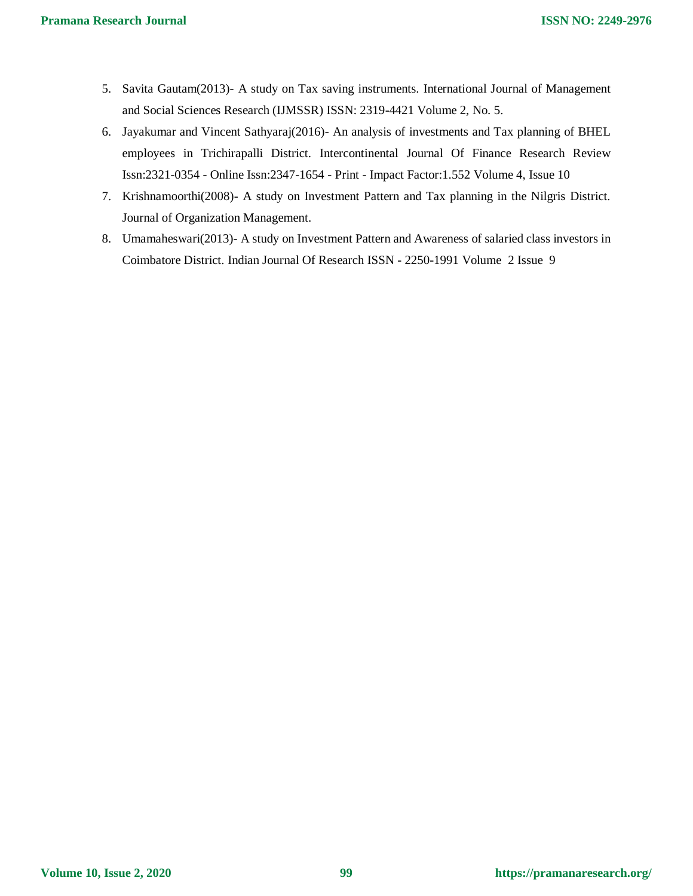5. Savita Gautam(2013)- A study on Tax saving instruments. International Journal of Management and Social Sciences Research (IJMSSR) ISSN: 2319-4421 Volume 2, No. 5.
6. Jayakumar and Vincent Sathyaraj(2016)- An analysis of investments and Tax planning of BHEL employees in Trichirapalli District. Intercontinental Journal Of Finance Research Review Issn:2321-0354 - Online Issn:2347-1654 - Print - Impact Factor:1.552 Volume 4, Issue 10
7. Krishnamoorthi(2008)- A study on Investment Pattern and Tax planning in the Nilgris District. Journal of Organization Management.
8. Umamaheswari(2013)- A study on Investment Pattern and Awareness of salaried class investors in Coimbatore District. Indian Journal Of Research ISSN - 2250-1991 Volume 2 Issue 9